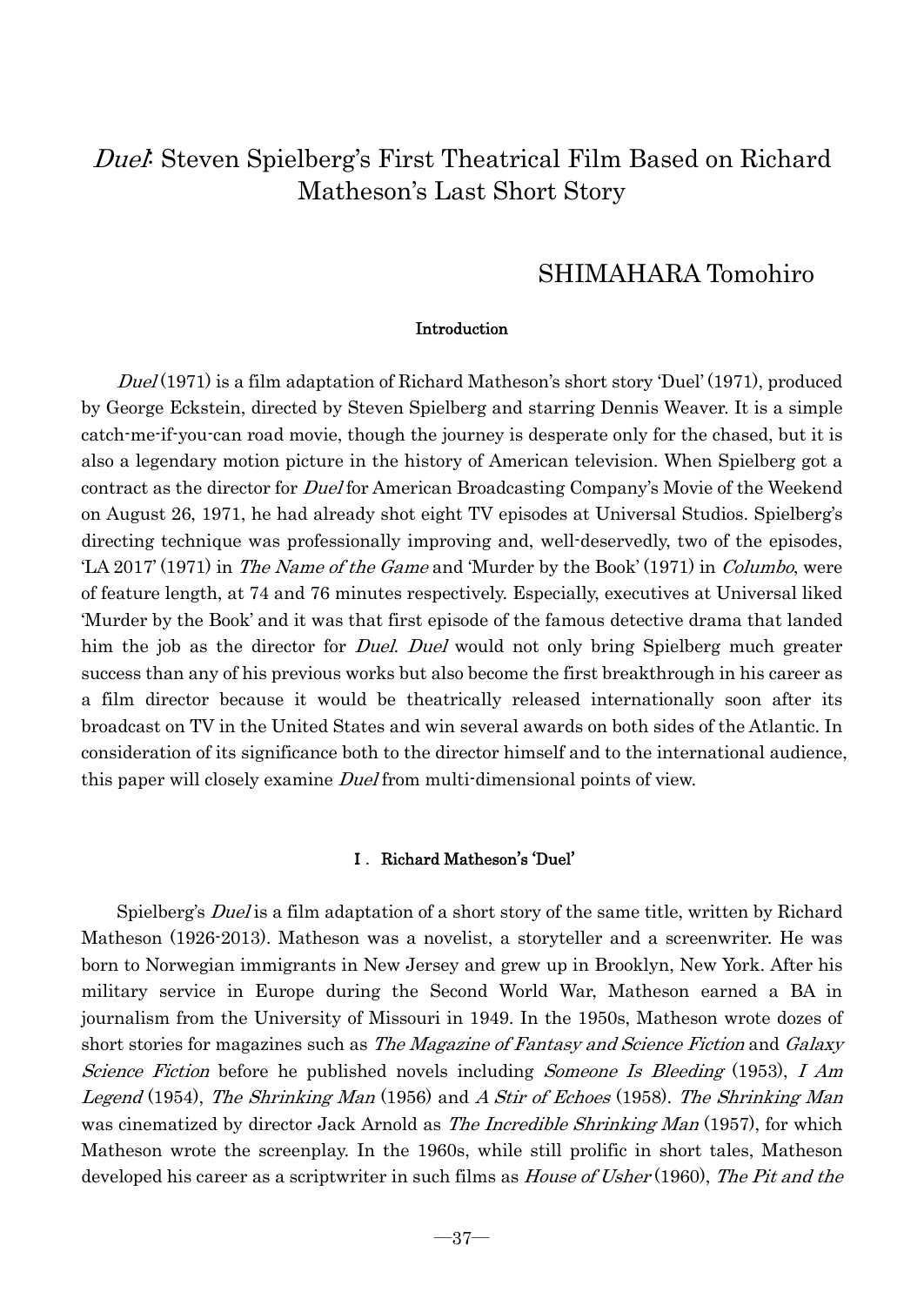# *Duel*: Steven Spielberg's First Theatrical Film Based on Richard Matheson's Last Short Story

SHIMAHARA Tomohiro

## Introduction

*Duel* (1971) is a film adaptation of Richard Matheson's short story 'Duel' (1971), produced by George Eckstein, directed by Steven Spielberg and starring Dennis Weaver. It is a simple catch-me-if-you-can road movie, though the journey is desperate only for the chased, but it is also a legendary motion picture in the history of American television. When Spielberg got a contract as the director for *Duel* for American Broadcasting Company's Movie of the Weekend on August 26, 1971, he had already shot eight TV episodes at Universal Studios. Spielberg's directing technique was professionally improving and, well-deservedly, two of the episodes, 'LA 2017' (1971) in *The Name of the Game* and 'Murder by the Book' (1971) in *Columbo*, were of feature length, at 74 and 76 minutes respectively. Especially, executives at Universal liked 'Murder by the Book' and it was that first episode of the famous detective drama that landed him the job as the director for *Duel*. *Duel* would not only bring Spielberg much greater success than any of his previous works but also become the first breakthrough in his career as a film director because it would be theatrically released internationally soon after its broadcast on TV in the United States and win several awards on both sides of the Atlantic. In consideration of its significance both to the director himself and to the international audience, this paper will closely examine *Duel* from multi-dimensional points of view.

## I. Richard Matheson's 'Duel'

Spielberg's *Duel* is a film adaptation of a short story of the same title, written by Richard Matheson (1926-2013). Matheson was a novelist, a storyteller and a screenwriter. He was born to Norwegian immigrants in New Jersey and grew up in Brooklyn, New York. After his military service in Europe during the Second World War, Matheson earned a BA in journalism from the University of Missouri in 1949. In the 1950s, Matheson wrote dozes of short stories for magazines such as *The Magazine of Fantasy and Science Fiction* and *Galaxy Science Fiction* before he published novels including *Someone Is Bleeding* (1953), *I Am Legend* (1954), *The Shrinking Man* (1956) and *A Stir of Echoes* (1958). *The Shrinking Man* was cinematized by director Jack Arnold as *The Incredible Shrinking Man* (1957), for which Matheson wrote the screenplay. In the 1960s, while still prolific in short tales, Matheson developed his career as a scriptwriter in such films as *House of Usher* (1960), *The Pit and the*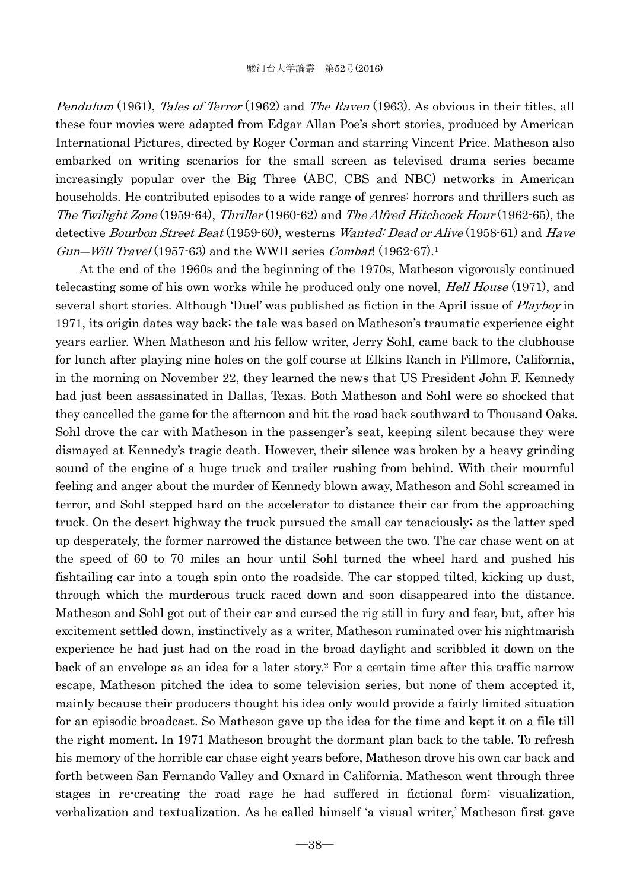*Pendulum* (1961), *Tales of Terror* (1962) and *The Raven* (1963). As obvious in their titles, all these four movies were adapted from Edgar Allan Poe's short stories, produced by American International Pictures, directed by Roger Corman and starring Vincent Price. Matheson also embarked on writing scenarios for the small screen as televised drama series became increasingly popular over the Big Three (ABC, CBS and NBC) networks in American households. He contributed episodes to a wide range of genres: horrors and thrillers such as *The Twilight Zone* (1959-64), *Thriller* (1960-62) and *The Alfred Hitchcock Hour* (1962-65), the detective *Bourbon Street Beat* (1959-60), westerns *Wanted: Dead or Alive* (1958-61) and *Have Gun—Will Travel* (1957-63) and the WWII series *Combat*! (1962-67).[1]

At the end of the 1960s and the beginning of the 1970s, Matheson vigorously continued telecasting some of his own works while he produced only one novel, *Hell House* (1971), and several short stories. Although 'Duel' was published as fiction in the April issue of *Playboy* in 1971, its origin dates way back; the tale was based on Matheson's traumatic experience eight years earlier. When Matheson and his fellow writer, Jerry Sohl, came back to the clubhouse for lunch after playing nine holes on the golf course at Elkins Ranch in Fillmore, California, in the morning on November 22, they learned the news that US President John F. Kennedy had just been assassinated in Dallas, Texas. Both Matheson and Sohl were so shocked that they cancelled the game for the afternoon and hit the road back southward to Thousand Oaks. Sohl drove the car with Matheson in the passenger's seat, keeping silent because they were dismayed at Kennedy's tragic death. However, their silence was broken by a heavy grinding sound of the engine of a huge truck and trailer rushing from behind. With their mournful feeling and anger about the murder of Kennedy blown away, Matheson and Sohl screamed in terror, and Sohl stepped hard on the accelerator to distance their car from the approaching truck. On the desert highway the truck pursued the small car tenaciously; as the latter sped up desperately, the former narrowed the distance between the two. The car chase went on at the speed of 60 to 70 miles an hour until Sohl turned the wheel hard and pushed his fishtailing car into a tough spin onto the roadside. The car stopped tilted, kicking up dust, through which the murderous truck raced down and soon disappeared into the distance. Matheson and Sohl got out of their car and cursed the rig still in fury and fear, but, after his excitement settled down, instinctively as a writer, Matheson ruminated over his nightmarish experience he had just had on the road in the broad daylight and scribbled it down on the back of an envelope as an idea for a later story.[2] For a certain time after this traffic narrow escape, Matheson pitched the idea to some television series, but none of them accepted it, mainly because their producers thought his idea only would provide a fairly limited situation for an episodic broadcast. So Matheson gave up the idea for the time and kept it on a file till the right moment. In 1971 Matheson brought the dormant plan back to the table. To refresh his memory of the horrible car chase eight years before, Matheson drove his own car back and forth between San Fernando Valley and Oxnard in California. Matheson went through three stages in re-creating the road rage he had suffered in fictional form: visualization, verbalization and textualization. As he called himself 'a visual writer,' Matheson first gave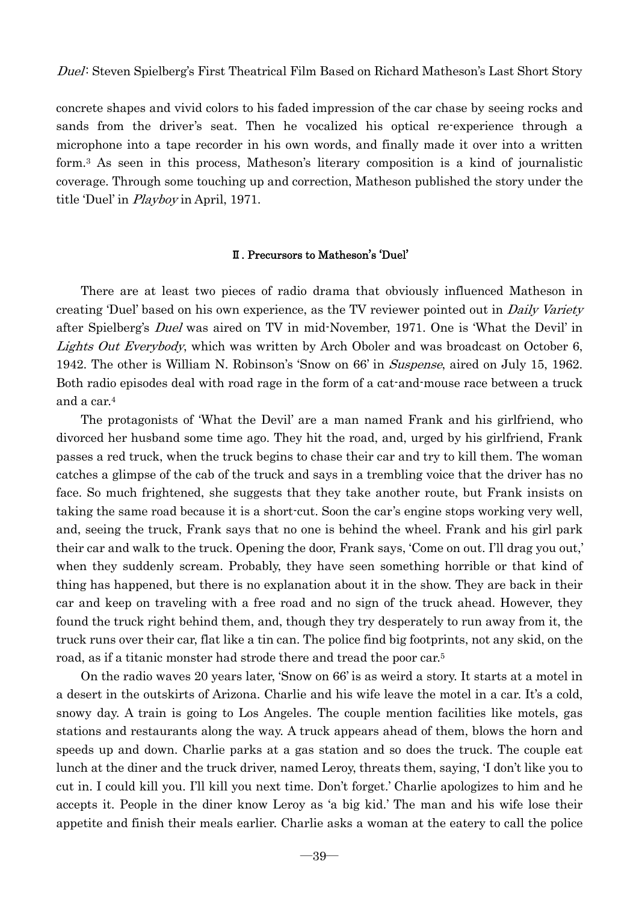concrete shapes and vivid colors to his faded impression of the car chase by seeing rocks and sands from the driver's seat. Then he vocalized his optical re-experience through a microphone into a tape recorder in his own words, and finally made it over into a written form.[3] As seen in this process, Matheson's literary composition is a kind of journalistic coverage. Through some touching up and correction, Matheson published the story under the title 'Duel' in *Playboy* in April, 1971.

## Ⅱ. Precursors to Matheson's 'Duel'

There are at least two pieces of radio drama that obviously influenced Matheson in creating 'Duel' based on his own experience, as the TV reviewer pointed out in *Daily Variety* after Spielberg's *Duel* was aired on TV in mid-November, 1971. One is 'What the Devil' in *Lights Out Everybody*, which was written by Arch Oboler and was broadcast on October 6, 1942. The other is William N. Robinson's 'Snow on 66' in *Suspense*, aired on July 15, 1962. Both radio episodes deal with road rage in the form of a cat-and-mouse race between a truck and a car.[4]

The protagonists of 'What the Devil' are a man named Frank and his girlfriend, who divorced her husband some time ago. They hit the road, and, urged by his girlfriend, Frank passes a red truck, when the truck begins to chase their car and try to kill them. The woman catches a glimpse of the cab of the truck and says in a trembling voice that the driver has no face. So much frightened, she suggests that they take another route, but Frank insists on taking the same road because it is a short-cut. Soon the car's engine stops working very well, and, seeing the truck, Frank says that no one is behind the wheel. Frank and his girl park their car and walk to the truck. Opening the door, Frank says, 'Come on out. I'll drag you out,' when they suddenly scream. Probably, they have seen something horrible or that kind of thing has happened, but there is no explanation about it in the show. They are back in their car and keep on traveling with a free road and no sign of the truck ahead. However, they found the truck right behind them, and, though they try desperately to run away from it, the truck runs over their car, flat like a tin can. The police find big footprints, not any skid, on the road, as if a titanic monster had strode there and tread the poor car.[5]

On the radio waves 20 years later, 'Snow on 66' is as weird a story. It starts at a motel in a desert in the outskirts of Arizona. Charlie and his wife leave the motel in a car. It's a cold, snowy day. A train is going to Los Angeles. The couple mention facilities like motels, gas stations and restaurants along the way. A truck appears ahead of them, blows the horn and speeds up and down. Charlie parks at a gas station and so does the truck. The couple eat lunch at the diner and the truck driver, named Leroy, threats them, saying, 'I don't like you to cut in. I could kill you. I'll kill you next time. Don't forget.' Charlie apologizes to him and he accepts it. People in the diner know Leroy as 'a big kid.' The man and his wife lose their appetite and finish their meals earlier. Charlie asks a woman at the eatery to call the police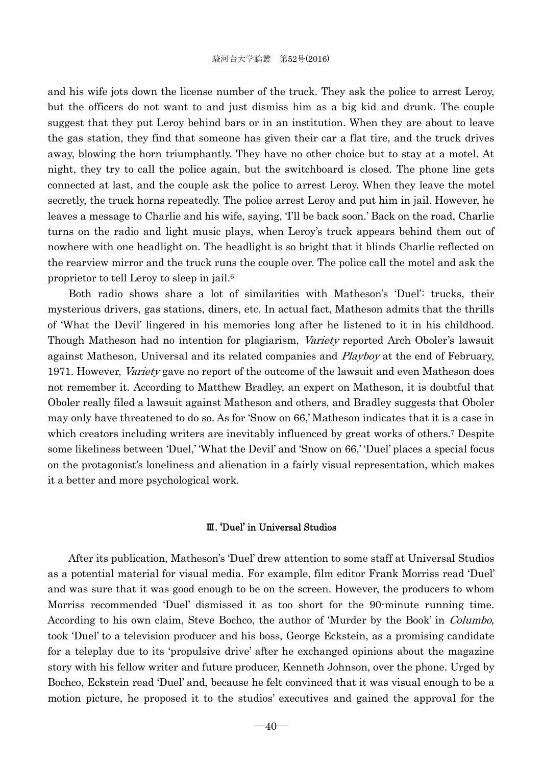and his wife jots down the license number of the truck. They ask the police to arrest Leroy, but the officers do not want to and just dismiss him as a big kid and drunk. The couple suggest that they put Leroy behind bars or in an institution. When they are about to leave the gas station, they find that someone has given their car a flat tire, and the truck drives away, blowing the horn triumphantly. They have no other choice but to stay at a motel. At night, they try to call the police again, but the switchboard is closed. The phone line gets connected at last, and the couple ask the police to arrest Leroy. When they leave the motel secretly, the truck horns repeatedly. The police arrest Leroy and put him in jail. However, he leaves a message to Charlie and his wife, saying, 'I'll be back soon.' Back on the road, Charlie turns on the radio and light music plays, when Leroy's truck appears behind them out of nowhere with one headlight on. The headlight is so bright that it blinds Charlie reflected on the rearview mirror and the truck runs the couple over. The police call the motel and ask the proprietor to tell Leroy to sleep in jail.[6]

Both radio shows share a lot of similarities with Matheson's 'Duel': trucks, their mysterious drivers, gas stations, diners, etc. In actual fact, Matheson admits that the thrills of 'What the Devil' lingered in his memories long after he listened to it in his childhood. Though Matheson had no intention for plagiarism, *Variety* reported Arch Oboler's lawsuit against Matheson, Universal and its related companies and *Playboy* at the end of February, 1971. However, *Variety* gave no report of the outcome of the lawsuit and even Matheson does not remember it. According to Matthew Bradley, an expert on Matheson, it is doubtful that Oboler really filed a lawsuit against Matheson and others, and Bradley suggests that Oboler may only have threatened to do so. As for 'Snow on 66,' Matheson indicates that it is a case in which creators including writers are inevitably influenced by great works of others.[7] Despite some likeliness between 'Duel,' 'What the Devil' and 'Snow on 66,' 'Duel' places a special focus on the protagonist's loneliness and alienation in a fairly visual representation, which makes it a better and more psychological work.

## Ⅲ. 'Duel' in Universal Studios

After its publication, Matheson's 'Duel' drew attention to some staff at Universal Studios as a potential material for visual media. For example, film editor Frank Morriss read 'Duel' and was sure that it was good enough to be on the screen. However, the producers to whom Morriss recommended 'Duel' dismissed it as too short for the 90-minute running time. According to his own claim, Steve Bochco, the author of 'Murder by the Book' in *Columbo*, took 'Duel' to a television producer and his boss, George Eckstein, as a promising candidate for a teleplay due to its 'propulsive drive' after he exchanged opinions about the magazine story with his fellow writer and future producer, Kenneth Johnson, over the phone. Urged by Bochco, Eckstein read 'Duel' and, because he felt convinced that it was visual enough to be a motion picture, he proposed it to the studios' executives and gained the approval for the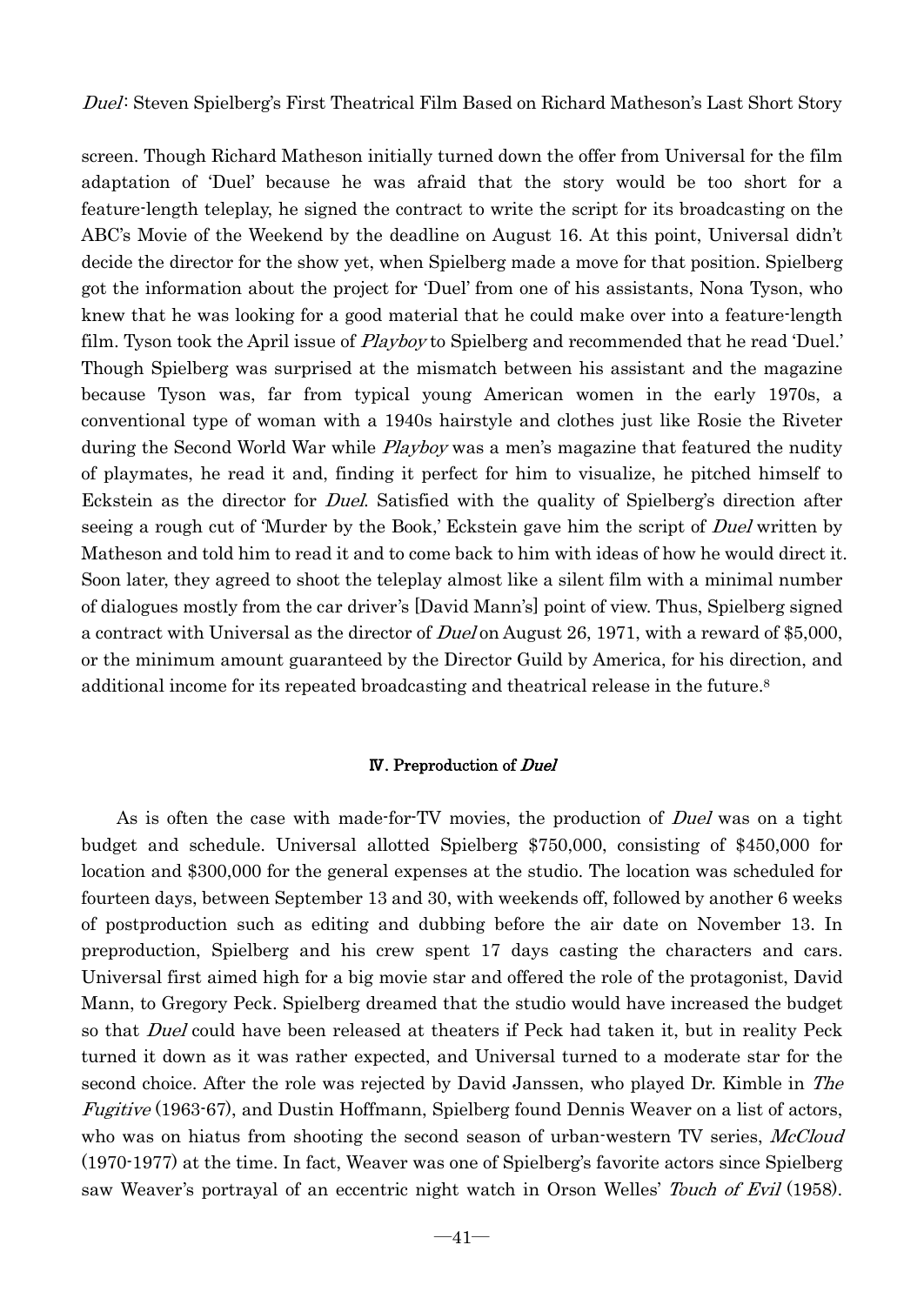screen. Though Richard Matheson initially turned down the offer from Universal for the film adaptation of 'Duel' because he was afraid that the story would be too short for a feature-length teleplay, he signed the contract to write the script for its broadcasting on the ABC's Movie of the Weekend by the deadline on August 16. At this point, Universal didn't decide the director for the show yet, when Spielberg made a move for that position. Spielberg got the information about the project for 'Duel' from one of his assistants, Nona Tyson, who knew that he was looking for a good material that he could make over into a feature-length film. Tyson took the April issue of *Playboy* to Spielberg and recommended that he read 'Duel.' Though Spielberg was surprised at the mismatch between his assistant and the magazine because Tyson was, far from typical young American women in the early 1970s, a conventional type of woman with a 1940s hairstyle and clothes just like Rosie the Riveter during the Second World War while *Playboy* was a men's magazine that featured the nudity of playmates, he read it and, finding it perfect for him to visualize, he pitched himself to Eckstein as the director for *Duel*. Satisfied with the quality of Spielberg's direction after seeing a rough cut of 'Murder by the Book,' Eckstein gave him the script of *Duel* written by Matheson and told him to read it and to come back to him with ideas of how he would direct it. Soon later, they agreed to shoot the teleplay almost like a silent film with a minimal number of dialogues mostly from the car driver's [David Mann's] point of view. Thus, Spielberg signed a contract with Universal as the director of *Duel* on August 26, 1971, with a reward of $5,000, or the minimum amount guaranteed by the Director Guild by America, for his direction, and additional income for its repeated broadcasting and theatrical release in the future.[8]

## Ⅳ. Preproduction of *Duel*

As is often the case with made-for-TV movies, the production of *Duel* was on a tight budget and schedule. Universal allotted Spielberg $750,000, consisting of $450,000 for location and $300,000 for the general expenses at the studio. The location was scheduled for fourteen days, between September 13 and 30, with weekends off, followed by another 6 weeks of postproduction such as editing and dubbing before the air date on November 13. In preproduction, Spielberg and his crew spent 17 days casting the characters and cars. Universal first aimed high for a big movie star and offered the role of the protagonist, David Mann, to Gregory Peck. Spielberg dreamed that the studio would have increased the budget so that *Duel* could have been released at theaters if Peck had taken it, but in reality Peck turned it down as it was rather expected, and Universal turned to a moderate star for the second choice. After the role was rejected by David Janssen, who played Dr. Kimble in *The Fugitive* (1963-67), and Dustin Hoffmann, Spielberg found Dennis Weaver on a list of actors, who was on hiatus from shooting the second season of urban-western TV series, *McCloud* (1970-1977) at the time. In fact, Weaver was one of Spielberg's favorite actors since Spielberg saw Weaver's portrayal of an eccentric night watch in Orson Welles' *Touch of Evil* (1958).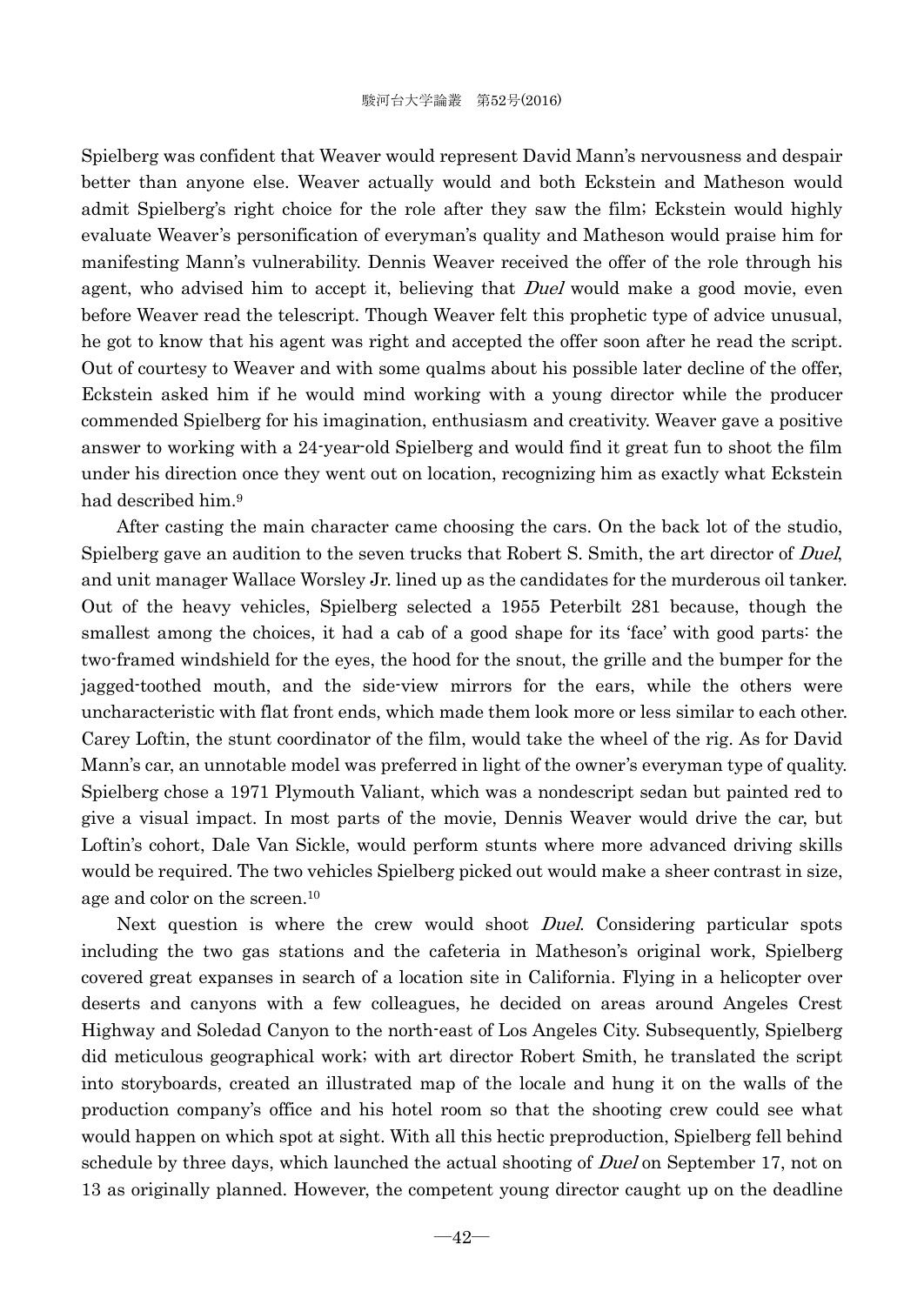Spielberg was confident that Weaver would represent David Mann's nervousness and despair better than anyone else. Weaver actually would and both Eckstein and Matheson would admit Spielberg's right choice for the role after they saw the film; Eckstein would highly evaluate Weaver's personification of everyman's quality and Matheson would praise him for manifesting Mann's vulnerability. Dennis Weaver received the offer of the role through his agent, who advised him to accept it, believing that *Duel* would make a good movie, even before Weaver read the telescript. Though Weaver felt this prophetic type of advice unusual, he got to know that his agent was right and accepted the offer soon after he read the script. Out of courtesy to Weaver and with some qualms about his possible later decline of the offer, Eckstein asked him if he would mind working with a young director while the producer commended Spielberg for his imagination, enthusiasm and creativity. Weaver gave a positive answer to working with a 24-year-old Spielberg and would find it great fun to shoot the film under his direction once they went out on location, recognizing him as exactly what Eckstein had described him.[9]

After casting the main character came choosing the cars. On the back lot of the studio, Spielberg gave an audition to the seven trucks that Robert S. Smith, the art director of *Duel*, and unit manager Wallace Worsley Jr. lined up as the candidates for the murderous oil tanker. Out of the heavy vehicles, Spielberg selected a 1955 Peterbilt 281 because, though the smallest among the choices, it had a cab of a good shape for its 'face' with good parts: the two-framed windshield for the eyes, the hood for the snout, the grille and the bumper for the jagged-toothed mouth, and the side-view mirrors for the ears, while the others were uncharacteristic with flat front ends, which made them look more or less similar to each other. Carey Loftin, the stunt coordinator of the film, would take the wheel of the rig. As for David Mann's car, an unnotable model was preferred in light of the owner's everyman type of quality. Spielberg chose a 1971 Plymouth Valiant, which was a nondescript sedan but painted red to give a visual impact. In most parts of the movie, Dennis Weaver would drive the car, but Loftin's cohort, Dale Van Sickle, would perform stunts where more advanced driving skills would be required. The two vehicles Spielberg picked out would make a sheer contrast in size, age and color on the screen.[10]

Next question is where the crew would shoot *Duel*. Considering particular spots including the two gas stations and the cafeteria in Matheson's original work, Spielberg covered great expanses in search of a location site in California. Flying in a helicopter over deserts and canyons with a few colleagues, he decided on areas around Angeles Crest Highway and Soledad Canyon to the north-east of Los Angeles City. Subsequently, Spielberg did meticulous geographical work; with art director Robert Smith, he translated the script into storyboards, created an illustrated map of the locale and hung it on the walls of the production company's office and his hotel room so that the shooting crew could see what would happen on which spot at sight. With all this hectic preproduction, Spielberg fell behind schedule by three days, which launched the actual shooting of *Duel* on September 17, not on 13 as originally planned. However, the competent young director caught up on the deadline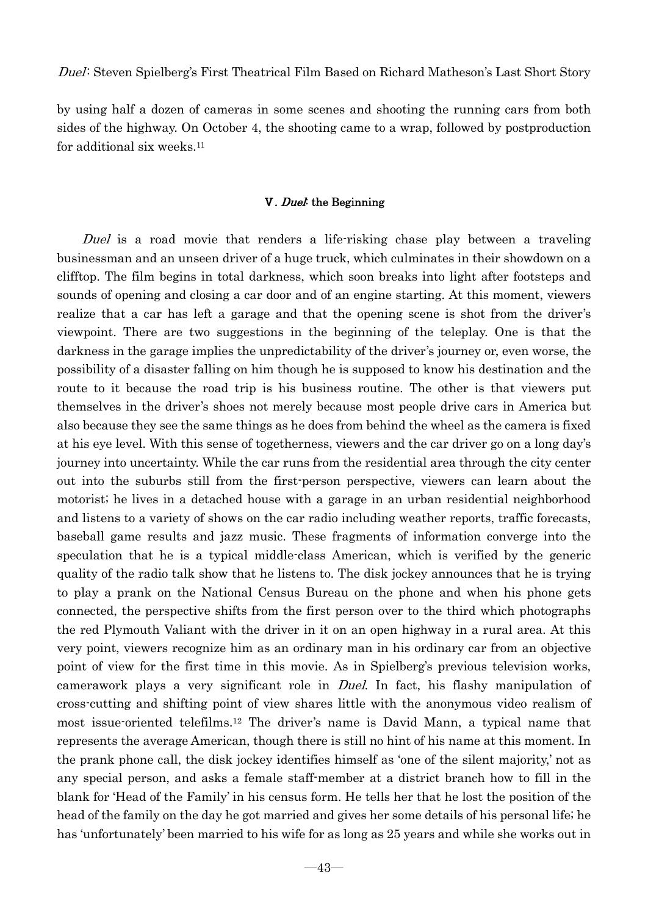by using half a dozen of cameras in some scenes and shooting the running cars from both sides of the highway. On October 4, the shooting came to a wrap, followed by postproduction for additional six weeks.[11]

## V. *Duel*: the Beginning

*Duel* is a road movie that renders a life-risking chase play between a traveling businessman and an unseen driver of a huge truck, which culminates in their showdown on a clifftop. The film begins in total darkness, which soon breaks into light after footsteps and sounds of opening and closing a car door and of an engine starting. At this moment, viewers realize that a car has left a garage and that the opening scene is shot from the driver's viewpoint. There are two suggestions in the beginning of the teleplay. One is that the darkness in the garage implies the unpredictability of the driver's journey or, even worse, the possibility of a disaster falling on him though he is supposed to know his destination and the route to it because the road trip is his business routine. The other is that viewers put themselves in the driver's shoes not merely because most people drive cars in America but also because they see the same things as he does from behind the wheel as the camera is fixed at his eye level. With this sense of togetherness, viewers and the car driver go on a long day's journey into uncertainty. While the car runs from the residential area through the city center out into the suburbs still from the first-person perspective, viewers can learn about the motorist; he lives in a detached house with a garage in an urban residential neighborhood and listens to a variety of shows on the car radio including weather reports, traffic forecasts, baseball game results and jazz music. These fragments of information converge into the speculation that he is a typical middle-class American, which is verified by the generic quality of the radio talk show that he listens to. The disk jockey announces that he is trying to play a prank on the National Census Bureau on the phone and when his phone gets connected, the perspective shifts from the first person over to the third which photographs the red Plymouth Valiant with the driver in it on an open highway in a rural area. At this very point, viewers recognize him as an ordinary man in his ordinary car from an objective point of view for the first time in this movie. As in Spielberg's previous television works, camerawork plays a very significant role in *Duel*. In fact, his flashy manipulation of cross-cutting and shifting point of view shares little with the anonymous video realism of most issue-oriented telefilms.[12] The driver's name is David Mann, a typical name that represents the average American, though there is still no hint of his name at this moment. In the prank phone call, the disk jockey identifies himself as 'one of the silent majority,' not as any special person, and asks a female staff-member at a district branch how to fill in the blank for 'Head of the Family' in his census form. He tells her that he lost the position of the head of the family on the day he got married and gives her some details of his personal life; he has 'unfortunately' been married to his wife for as long as 25 years and while she works out in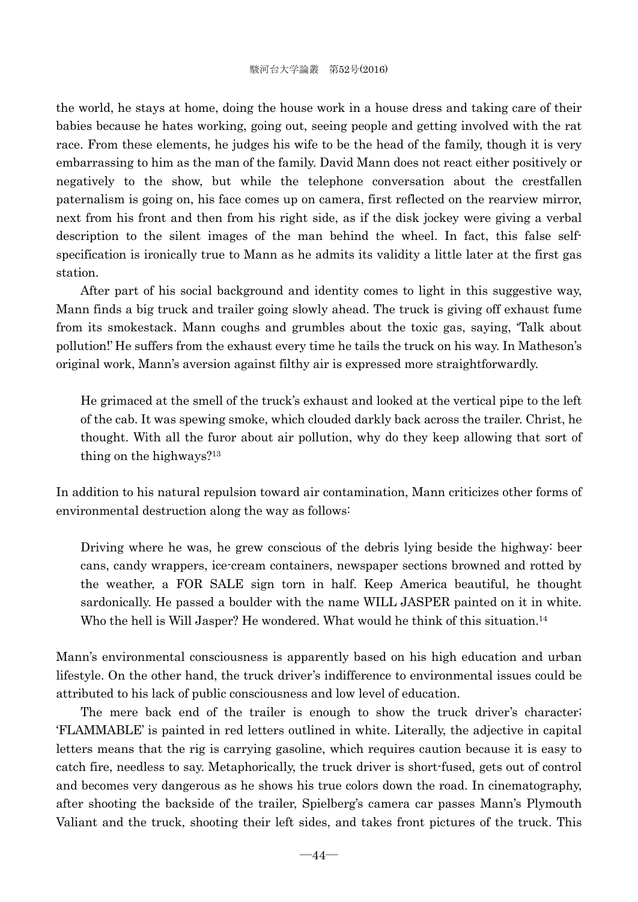the world, he stays at home, doing the house work in a house dress and taking care of their babies because he hates working, going out, seeing people and getting involved with the rat race. From these elements, he judges his wife to be the head of the family, though it is very embarrassing to him as the man of the family. David Mann does not react either positively or negatively to the show, but while the telephone conversation about the crestfallen paternalism is going on, his face comes up on camera, first reflected on the rearview mirror, next from his front and then from his right side, as if the disk jockey were giving a verbal description to the silent images of the man behind the wheel. In fact, this false self-specification is ironically true to Mann as he admits its validity a little later at the first gas station.

After part of his social background and identity comes to light in this suggestive way, Mann finds a big truck and trailer going slowly ahead. The truck is giving off exhaust fume from its smokestack. Mann coughs and grumbles about the toxic gas, saying, 'Talk about pollution!' He suffers from the exhaust every time he tails the truck on his way. In Matheson's original work, Mann's aversion against filthy air is expressed more straightforwardly.

> He grimaced at the smell of the truck's exhaust and looked at the vertical pipe to the left of the cab. It was spewing smoke, which clouded darkly back across the trailer. Christ, he thought. With all the furor about air pollution, why do they keep allowing that sort of thing on the highways?[13]

In addition to his natural repulsion toward air contamination, Mann criticizes other forms of environmental destruction along the way as follows:

> Driving where he was, he grew conscious of the debris lying beside the highway: beer cans, candy wrappers, ice-cream containers, newspaper sections browned and rotted by the weather, a FOR SALE sign torn in half. Keep America beautiful, he thought sardonically. He passed a boulder with the name WILL JASPER painted on it in white. Who the hell is Will Jasper? He wondered. What would he think of this situation.[14]

Mann's environmental consciousness is apparently based on his high education and urban lifestyle. On the other hand, the truck driver's indifference to environmental issues could be attributed to his lack of public consciousness and low level of education.

The mere back end of the trailer is enough to show the truck driver's character; 'FLAMMABLE' is painted in red letters outlined in white. Literally, the adjective in capital letters means that the rig is carrying gasoline, which requires caution because it is easy to catch fire, needless to say. Metaphorically, the truck driver is short-fused, gets out of control and becomes very dangerous as he shows his true colors down the road. In cinematography, after shooting the backside of the trailer, Spielberg's camera car passes Mann's Plymouth Valiant and the truck, shooting their left sides, and takes front pictures of the truck. This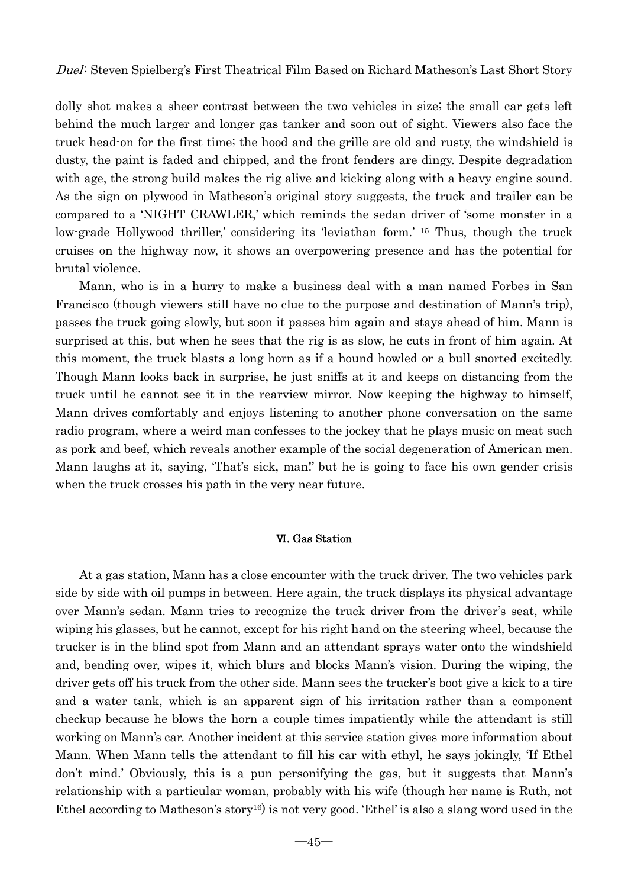dolly shot makes a sheer contrast between the two vehicles in size; the small car gets left behind the much larger and longer gas tanker and soon out of sight. Viewers also face the truck head-on for the first time; the hood and the grille are old and rusty, the windshield is dusty, the paint is faded and chipped, and the front fenders are dingy. Despite degradation with age, the strong build makes the rig alive and kicking along with a heavy engine sound. As the sign on plywood in Matheson's original story suggests, the truck and trailer can be compared to a 'NIGHT CRAWLER,' which reminds the sedan driver of 'some monster in a low-grade Hollywood thriller,' considering its 'leviathan form.' [15] Thus, though the truck cruises on the highway now, it shows an overpowering presence and has the potential for brutal violence.

Mann, who is in a hurry to make a business deal with a man named Forbes in San Francisco (though viewers still have no clue to the purpose and destination of Mann's trip), passes the truck going slowly, but soon it passes him again and stays ahead of him. Mann is surprised at this, but when he sees that the rig is as slow, he cuts in front of him again. At this moment, the truck blasts a long horn as if a hound howled or a bull snorted excitedly. Though Mann looks back in surprise, he just sniffs at it and keeps on distancing from the truck until he cannot see it in the rearview mirror. Now keeping the highway to himself, Mann drives comfortably and enjoys listening to another phone conversation on the same radio program, where a weird man confesses to the jockey that he plays music on meat such as pork and beef, which reveals another example of the social degeneration of American men. Mann laughs at it, saying, 'That's sick, man!' but he is going to face his own gender crisis when the truck crosses his path in the very near future.

## VI. Gas Station

At a gas station, Mann has a close encounter with the truck driver. The two vehicles park side by side with oil pumps in between. Here again, the truck displays its physical advantage over Mann's sedan. Mann tries to recognize the truck driver from the driver's seat, while wiping his glasses, but he cannot, except for his right hand on the steering wheel, because the trucker is in the blind spot from Mann and an attendant sprays water onto the windshield and, bending over, wipes it, which blurs and blocks Mann's vision. During the wiping, the driver gets off his truck from the other side. Mann sees the trucker's boot give a kick to a tire and a water tank, which is an apparent sign of his irritation rather than a component checkup because he blows the horn a couple times impatiently while the attendant is still working on Mann's car. Another incident at this service station gives more information about Mann. When Mann tells the attendant to fill his car with ethyl, he says jokingly, 'If Ethel don't mind.' Obviously, this is a pun personifying the gas, but it suggests that Mann's relationship with a particular woman, probably with his wife (though her name is Ruth, not Ethel according to Matheson's story[16]) is not very good. 'Ethel' is also a slang word used in the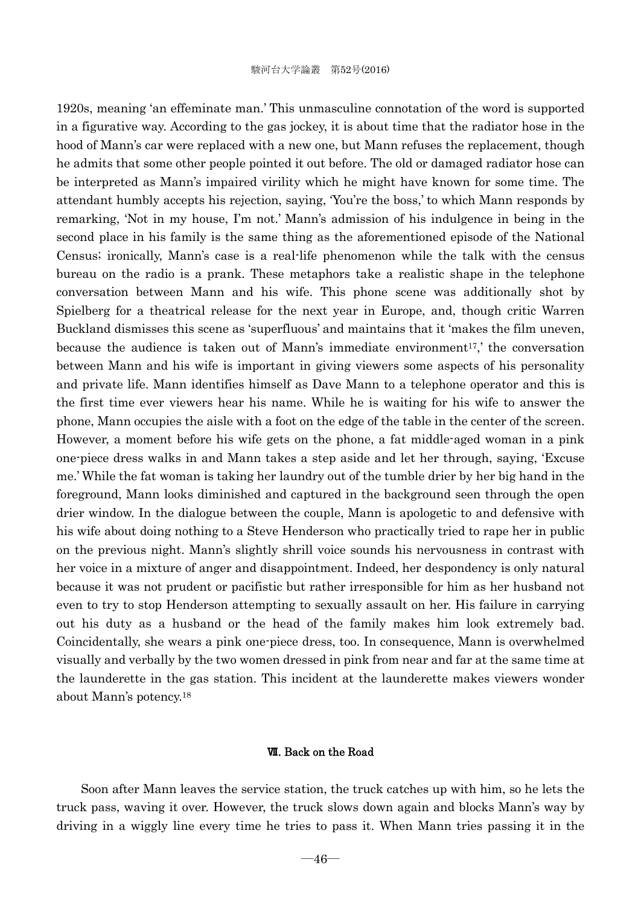1920s, meaning 'an effeminate man.' This unmasculine connotation of the word is supported in a figurative way. According to the gas jockey, it is about time that the radiator hose in the hood of Mann's car were replaced with a new one, but Mann refuses the replacement, though he admits that some other people pointed it out before. The old or damaged radiator hose can be interpreted as Mann's impaired virility which he might have known for some time. The attendant humbly accepts his rejection, saying, 'You're the boss,' to which Mann responds by remarking, 'Not in my house, I'm not.' Mann's admission of his indulgence in being in the second place in his family is the same thing as the aforementioned episode of the National Census; ironically, Mann's case is a real-life phenomenon while the talk with the census bureau on the radio is a prank. These metaphors take a realistic shape in the telephone conversation between Mann and his wife. This phone scene was additionally shot by Spielberg for a theatrical release for the next year in Europe, and, though critic Warren Buckland dismisses this scene as 'superfluous' and maintains that it 'makes the film uneven, because the audience is taken out of Mann's immediate environment[17],' the conversation between Mann and his wife is important in giving viewers some aspects of his personality and private life. Mann identifies himself as Dave Mann to a telephone operator and this is the first time ever viewers hear his name. While he is waiting for his wife to answer the phone, Mann occupies the aisle with a foot on the edge of the table in the center of the screen. However, a moment before his wife gets on the phone, a fat middle-aged woman in a pink one-piece dress walks in and Mann takes a step aside and let her through, saying, 'Excuse me.' While the fat woman is taking her laundry out of the tumble drier by her big hand in the foreground, Mann looks diminished and captured in the background seen through the open drier window. In the dialogue between the couple, Mann is apologetic to and defensive with his wife about doing nothing to a Steve Henderson who practically tried to rape her in public on the previous night. Mann's slightly shrill voice sounds his nervousness in contrast with her voice in a mixture of anger and disappointment. Indeed, her despondency is only natural because it was not prudent or pacifistic but rather irresponsible for him as her husband not even to try to stop Henderson attempting to sexually assault on her. His failure in carrying out his duty as a husband or the head of the family makes him look extremely bad. Coincidentally, she wears a pink one-piece dress, too. In consequence, Mann is overwhelmed visually and verbally by the two women dressed in pink from near and far at the same time at the launderette in the gas station. This incident at the launderette makes viewers wonder about Mann's potency.[18]

## Ⅶ. Back on the Road

Soon after Mann leaves the service station, the truck catches up with him, so he lets the truck pass, waving it over. However, the truck slows down again and blocks Mann's way by driving in a wiggly line every time he tries to pass it. When Mann tries passing it in the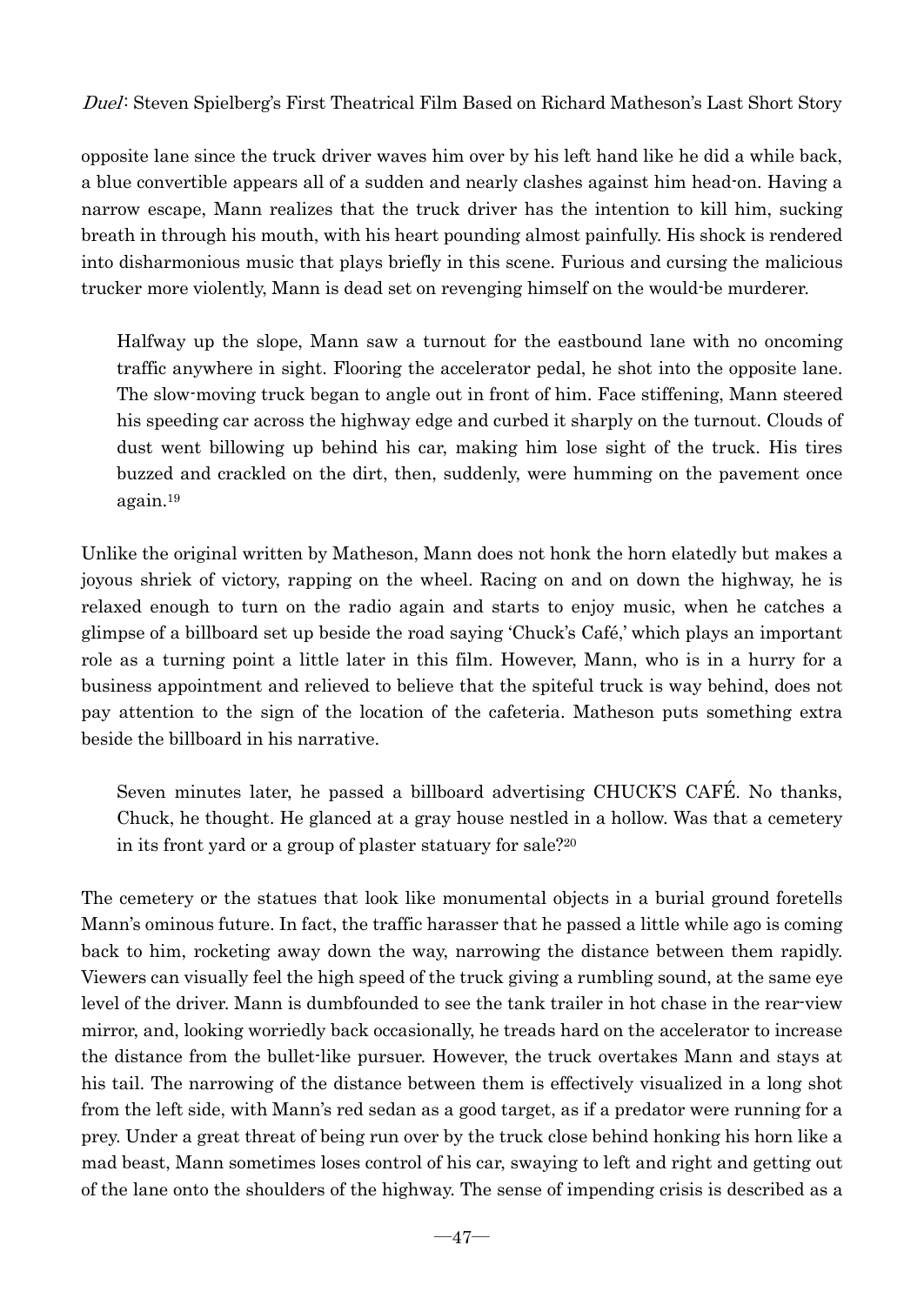opposite lane since the truck driver waves him over by his left hand like he did a while back, a blue convertible appears all of a sudden and nearly clashes against him head-on. Having a narrow escape, Mann realizes that the truck driver has the intention to kill him, sucking breath in through his mouth, with his heart pounding almost painfully. His shock is rendered into disharmonious music that plays briefly in this scene. Furious and cursing the malicious trucker more violently, Mann is dead set on revenging himself on the would-be murderer.

> Halfway up the slope, Mann saw a turnout for the eastbound lane with no oncoming traffic anywhere in sight. Flooring the accelerator pedal, he shot into the opposite lane. The slow-moving truck began to angle out in front of him. Face stiffening, Mann steered his speeding car across the highway edge and curbed it sharply on the turnout. Clouds of dust went billowing up behind his car, making him lose sight of the truck. His tires buzzed and crackled on the dirt, then, suddenly, were humming on the pavement once again.[19]

Unlike the original written by Matheson, Mann does not honk the horn elatedly but makes a joyous shriek of victory, rapping on the wheel. Racing on and on down the highway, he is relaxed enough to turn on the radio again and starts to enjoy music, when he catches a glimpse of a billboard set up beside the road saying 'Chuck's Café,' which plays an important role as a turning point a little later in this film. However, Mann, who is in a hurry for a business appointment and relieved to believe that the spiteful truck is way behind, does not pay attention to the sign of the location of the cafeteria. Matheson puts something extra beside the billboard in his narrative.

> Seven minutes later, he passed a billboard advertising CHUCK'S CAFÉ. No thanks, Chuck, he thought. He glanced at a gray house nestled in a hollow. Was that a cemetery in its front yard or a group of plaster statuary for sale?[20]

The cemetery or the statues that look like monumental objects in a burial ground foretells Mann's ominous future. In fact, the traffic harasser that he passed a little while ago is coming back to him, rocketing away down the way, narrowing the distance between them rapidly. Viewers can visually feel the high speed of the truck giving a rumbling sound, at the same eye level of the driver. Mann is dumbfounded to see the tank trailer in hot chase in the rear-view mirror, and, looking worriedly back occasionally, he treads hard on the accelerator to increase the distance from the bullet-like pursuer. However, the truck overtakes Mann and stays at his tail. The narrowing of the distance between them is effectively visualized in a long shot from the left side, with Mann's red sedan as a good target, as if a predator were running for a prey. Under a great threat of being run over by the truck close behind honking his horn like a mad beast, Mann sometimes loses control of his car, swaying to left and right and getting out of the lane onto the shoulders of the highway. The sense of impending crisis is described as a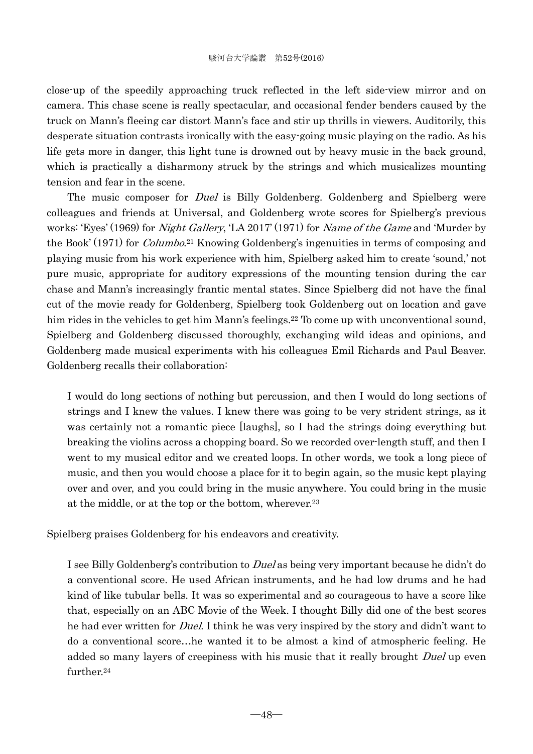close-up of the speedily approaching truck reflected in the left side-view mirror and on camera. This chase scene is really spectacular, and occasional fender benders caused by the truck on Mann's fleeing car distort Mann's face and stir up thrills in viewers. Auditorily, this desperate situation contrasts ironically with the easy-going music playing on the radio. As his life gets more in danger, this light tune is drowned out by heavy music in the back ground, which is practically a disharmony struck by the strings and which musicalizes mounting tension and fear in the scene.

The music composer for *Duel* is Billy Goldenberg. Goldenberg and Spielberg were colleagues and friends at Universal, and Goldenberg wrote scores for Spielberg's previous works: 'Eyes' (1969) for *Night Gallery*, 'LA 2017' (1971) for *Name of the Game* and 'Murder by the Book' (1971) for *Columbo*.[21] Knowing Goldenberg's ingenuities in terms of composing and playing music from his work experience with him, Spielberg asked him to create 'sound,' not pure music, appropriate for auditory expressions of the mounting tension during the car chase and Mann's increasingly frantic mental states. Since Spielberg did not have the final cut of the movie ready for Goldenberg, Spielberg took Goldenberg out on location and gave him rides in the vehicles to get him Mann's feelings.[22] To come up with unconventional sound, Spielberg and Goldenberg discussed thoroughly, exchanging wild ideas and opinions, and Goldenberg made musical experiments with his colleagues Emil Richards and Paul Beaver. Goldenberg recalls their collaboration:

> I would do long sections of nothing but percussion, and then I would do long sections of strings and I knew the values. I knew there was going to be very strident strings, as it was certainly not a romantic piece [laughs], so I had the strings doing everything but breaking the violins across a chopping board. So we recorded over-length stuff, and then I went to my musical editor and we created loops. In other words, we took a long piece of music, and then you would choose a place for it to begin again, so the music kept playing over and over, and you could bring in the music anywhere. You could bring in the music at the middle, or at the top or the bottom, wherever.[23]

Spielberg praises Goldenberg for his endeavors and creativity.

> I see Billy Goldenberg's contribution to *Duel* as being very important because he didn't do a conventional score. He used African instruments, and he had low drums and he had kind of like tubular bells. It was so experimental and so courageous to have a score like that, especially on an ABC Movie of the Week. I thought Billy did one of the best scores he had ever written for *Duel*. I think he was very inspired by the story and didn't want to do a conventional score…he wanted it to be almost a kind of atmospheric feeling. He added so many layers of creepiness with his music that it really brought *Duel* up even further.[24]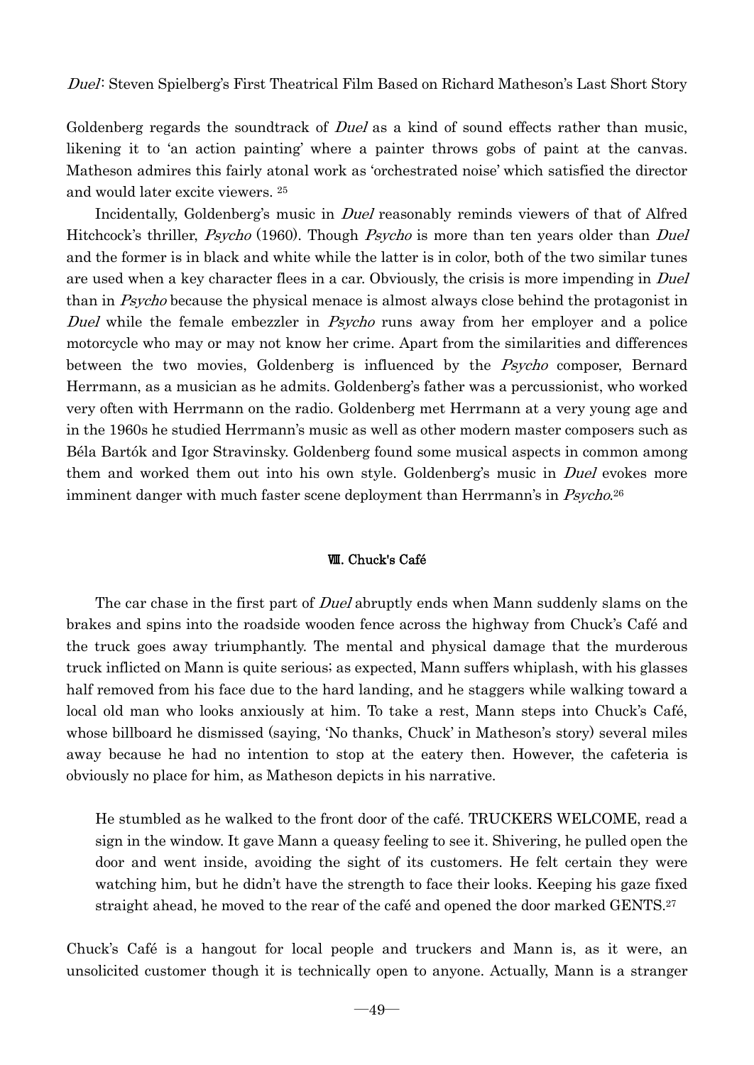Goldenberg regards the soundtrack of *Duel* as a kind of sound effects rather than music, likening it to 'an action painting' where a painter throws gobs of paint at the canvas. Matheson admires this fairly atonal work as 'orchestrated noise' which satisfied the director and would later excite viewers. [25]

Incidentally, Goldenberg's music in *Duel* reasonably reminds viewers of that of Alfred Hitchcock's thriller, *Psycho* (1960). Though *Psycho* is more than ten years older than *Duel* and the former is in black and white while the latter is in color, both of the two similar tunes are used when a key character flees in a car. Obviously, the crisis is more impending in *Duel* than in *Psycho* because the physical menace is almost always close behind the protagonist in *Duel* while the female embezzler in *Psycho* runs away from her employer and a police motorcycle who may or may not know her crime. Apart from the similarities and differences between the two movies, Goldenberg is influenced by the *Psycho* composer, Bernard Herrmann, as a musician as he admits. Goldenberg's father was a percussionist, who worked very often with Herrmann on the radio. Goldenberg met Herrmann at a very young age and in the 1960s he studied Herrmann's music as well as other modern master composers such as Béla Bartók and Igor Stravinsky. Goldenberg found some musical aspects in common among them and worked them out into his own style. Goldenberg's music in *Duel* evokes more imminent danger with much faster scene deployment than Herrmann's in *Psycho*.[26]

## Ⅷ. Chuck's Café

The car chase in the first part of *Duel* abruptly ends when Mann suddenly slams on the brakes and spins into the roadside wooden fence across the highway from Chuck's Café and the truck goes away triumphantly. The mental and physical damage that the murderous truck inflicted on Mann is quite serious; as expected, Mann suffers whiplash, with his glasses half removed from his face due to the hard landing, and he staggers while walking toward a local old man who looks anxiously at him. To take a rest, Mann steps into Chuck's Café, whose billboard he dismissed (saying, 'No thanks, Chuck' in Matheson's story) several miles away because he had no intention to stop at the eatery then. However, the cafeteria is obviously no place for him, as Matheson depicts in his narrative.

> He stumbled as he walked to the front door of the café. TRUCKERS WELCOME, read a sign in the window. It gave Mann a queasy feeling to see it. Shivering, he pulled open the door and went inside, avoiding the sight of its customers. He felt certain they were watching him, but he didn't have the strength to face their looks. Keeping his gaze fixed straight ahead, he moved to the rear of the café and opened the door marked GENTS.[27]

Chuck's Café is a hangout for local people and truckers and Mann is, as it were, an unsolicited customer though it is technically open to anyone. Actually, Mann is a stranger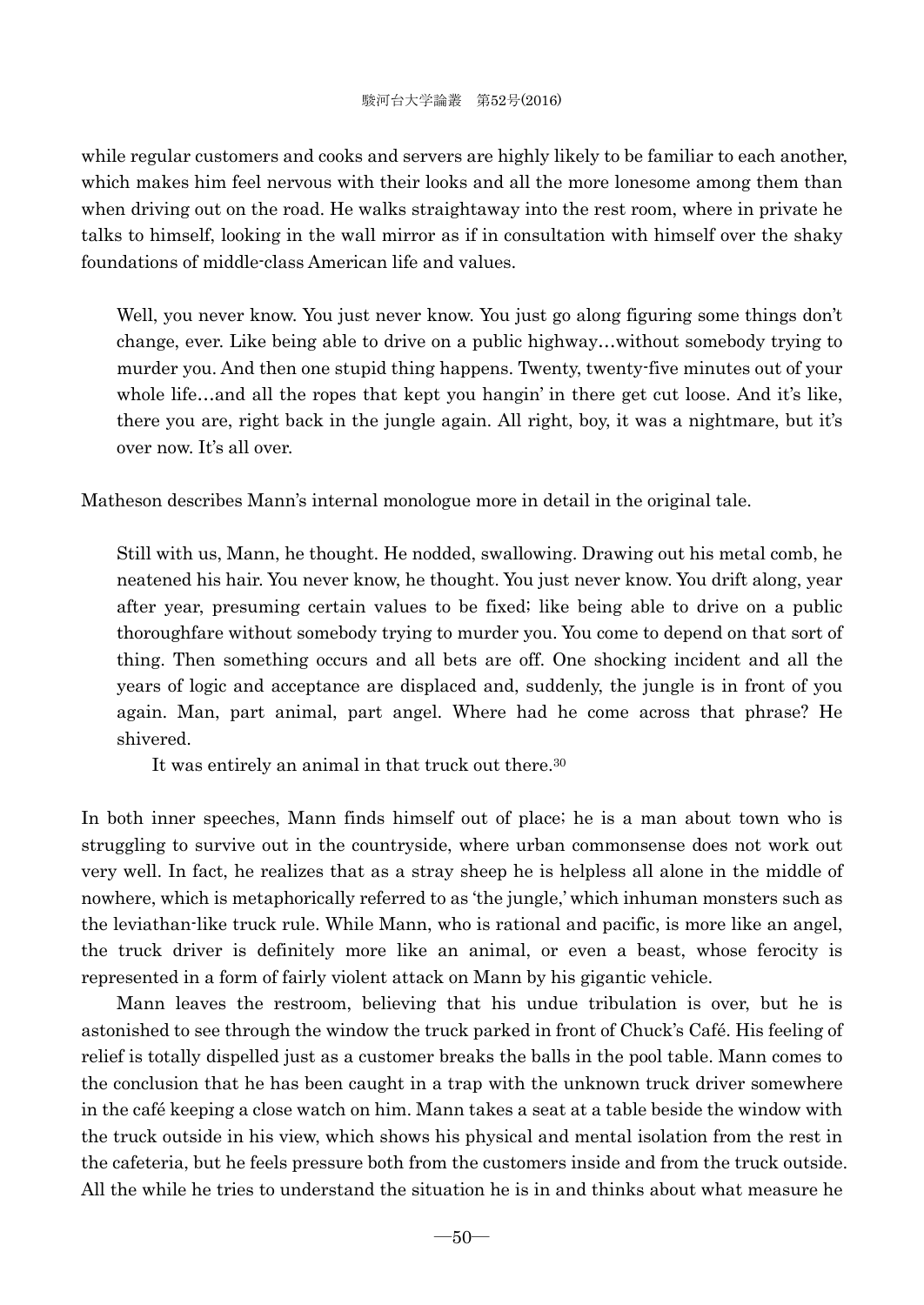while regular customers and cooks and servers are highly likely to be familiar to each another, which makes him feel nervous with their looks and all the more lonesome among them than when driving out on the road. He walks straightaway into the rest room, where in private he talks to himself, looking in the wall mirror as if in consultation with himself over the shaky foundations of middle-class American life and values.

> Well, you never know. You just never know. You just go along figuring some things don't change, ever. Like being able to drive on a public highway…without somebody trying to murder you. And then one stupid thing happens. Twenty, twenty-five minutes out of your whole life…and all the ropes that kept you hangin' in there get cut loose. And it's like, there you are, right back in the jungle again. All right, boy, it was a nightmare, but it's over now. It's all over.

Matheson describes Mann's internal monologue more in detail in the original tale.

> Still with us, Mann, he thought. He nodded, swallowing. Drawing out his metal comb, he neatened his hair. You never know, he thought. You just never know. You drift along, year after year, presuming certain values to be fixed; like being able to drive on a public thoroughfare without somebody trying to murder you. You come to depend on that sort of thing. Then something occurs and all bets are off. One shocking incident and all the years of logic and acceptance are displaced and, suddenly, the jungle is in front of you again. Man, part animal, part angel. Where had he come across that phrase? He shivered.
>
> It was entirely an animal in that truck out there.[30]

In both inner speeches, Mann finds himself out of place; he is a man about town who is struggling to survive out in the countryside, where urban commonsense does not work out very well. In fact, he realizes that as a stray sheep he is helpless all alone in the middle of nowhere, which is metaphorically referred to as 'the jungle,' which inhuman monsters such as the leviathan-like truck rule. While Mann, who is rational and pacific, is more like an angel, the truck driver is definitely more like an animal, or even a beast, whose ferocity is represented in a form of fairly violent attack on Mann by his gigantic vehicle.

Mann leaves the restroom, believing that his undue tribulation is over, but he is astonished to see through the window the truck parked in front of Chuck's Café. His feeling of relief is totally dispelled just as a customer breaks the balls in the pool table. Mann comes to the conclusion that he has been caught in a trap with the unknown truck driver somewhere in the café keeping a close watch on him. Mann takes a seat at a table beside the window with the truck outside in his view, which shows his physical and mental isolation from the rest in the cafeteria, but he feels pressure both from the customers inside and from the truck outside. All the while he tries to understand the situation he is in and thinks about what measure he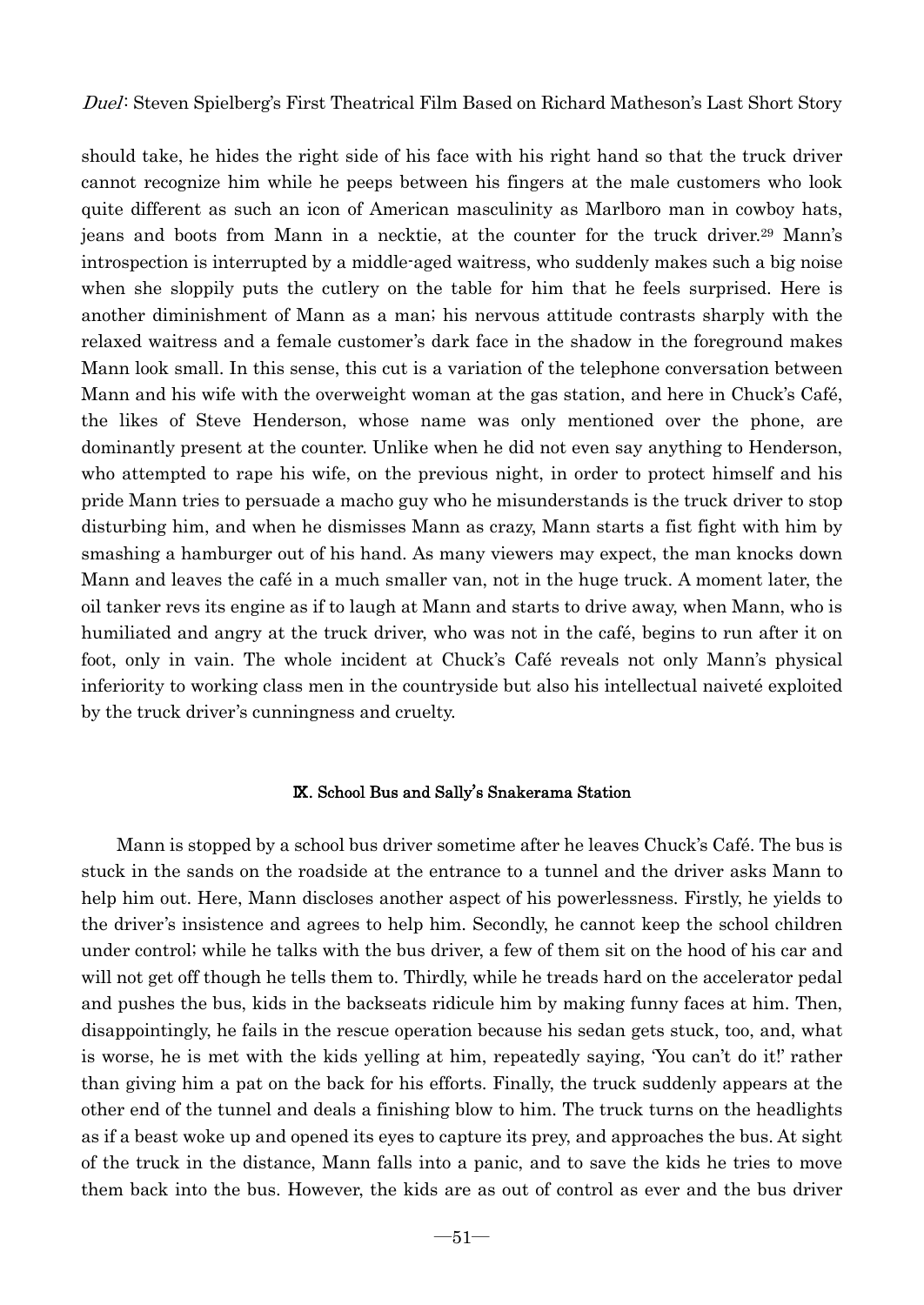should take, he hides the right side of his face with his right hand so that the truck driver cannot recognize him while he peeps between his fingers at the male customers who look quite different as such an icon of American masculinity as Marlboro man in cowboy hats, jeans and boots from Mann in a necktie, at the counter for the truck driver.[29] Mann's introspection is interrupted by a middle-aged waitress, who suddenly makes such a big noise when she sloppily puts the cutlery on the table for him that he feels surprised. Here is another diminishment of Mann as a man; his nervous attitude contrasts sharply with the relaxed waitress and a female customer's dark face in the shadow in the foreground makes Mann look small. In this sense, this cut is a variation of the telephone conversation between Mann and his wife with the overweight woman at the gas station, and here in Chuck's Café, the likes of Steve Henderson, whose name was only mentioned over the phone, are dominantly present at the counter. Unlike when he did not even say anything to Henderson, who attempted to rape his wife, on the previous night, in order to protect himself and his pride Mann tries to persuade a macho guy who he misunderstands is the truck driver to stop disturbing him, and when he dismisses Mann as crazy, Mann starts a fist fight with him by smashing a hamburger out of his hand. As many viewers may expect, the man knocks down Mann and leaves the café in a much smaller van, not in the huge truck. A moment later, the oil tanker revs its engine as if to laugh at Mann and starts to drive away, when Mann, who is humiliated and angry at the truck driver, who was not in the café, begins to run after it on foot, only in vain. The whole incident at Chuck's Café reveals not only Mann's physical inferiority to working class men in the countryside but also his intellectual naiveté exploited by the truck driver's cunningness and cruelty.

## IX. School Bus and Sally's Snakerama Station

Mann is stopped by a school bus driver sometime after he leaves Chuck's Café. The bus is stuck in the sands on the roadside at the entrance to a tunnel and the driver asks Mann to help him out. Here, Mann discloses another aspect of his powerlessness. Firstly, he yields to the driver's insistence and agrees to help him. Secondly, he cannot keep the school children under control; while he talks with the bus driver, a few of them sit on the hood of his car and will not get off though he tells them to. Thirdly, while he treads hard on the accelerator pedal and pushes the bus, kids in the backseats ridicule him by making funny faces at him. Then, disappointingly, he fails in the rescue operation because his sedan gets stuck, too, and, what is worse, he is met with the kids yelling at him, repeatedly saying, 'You can't do it!' rather than giving him a pat on the back for his efforts. Finally, the truck suddenly appears at the other end of the tunnel and deals a finishing blow to him. The truck turns on the headlights as if a beast woke up and opened its eyes to capture its prey, and approaches the bus. At sight of the truck in the distance, Mann falls into a panic, and to save the kids he tries to move them back into the bus. However, the kids are as out of control as ever and the bus driver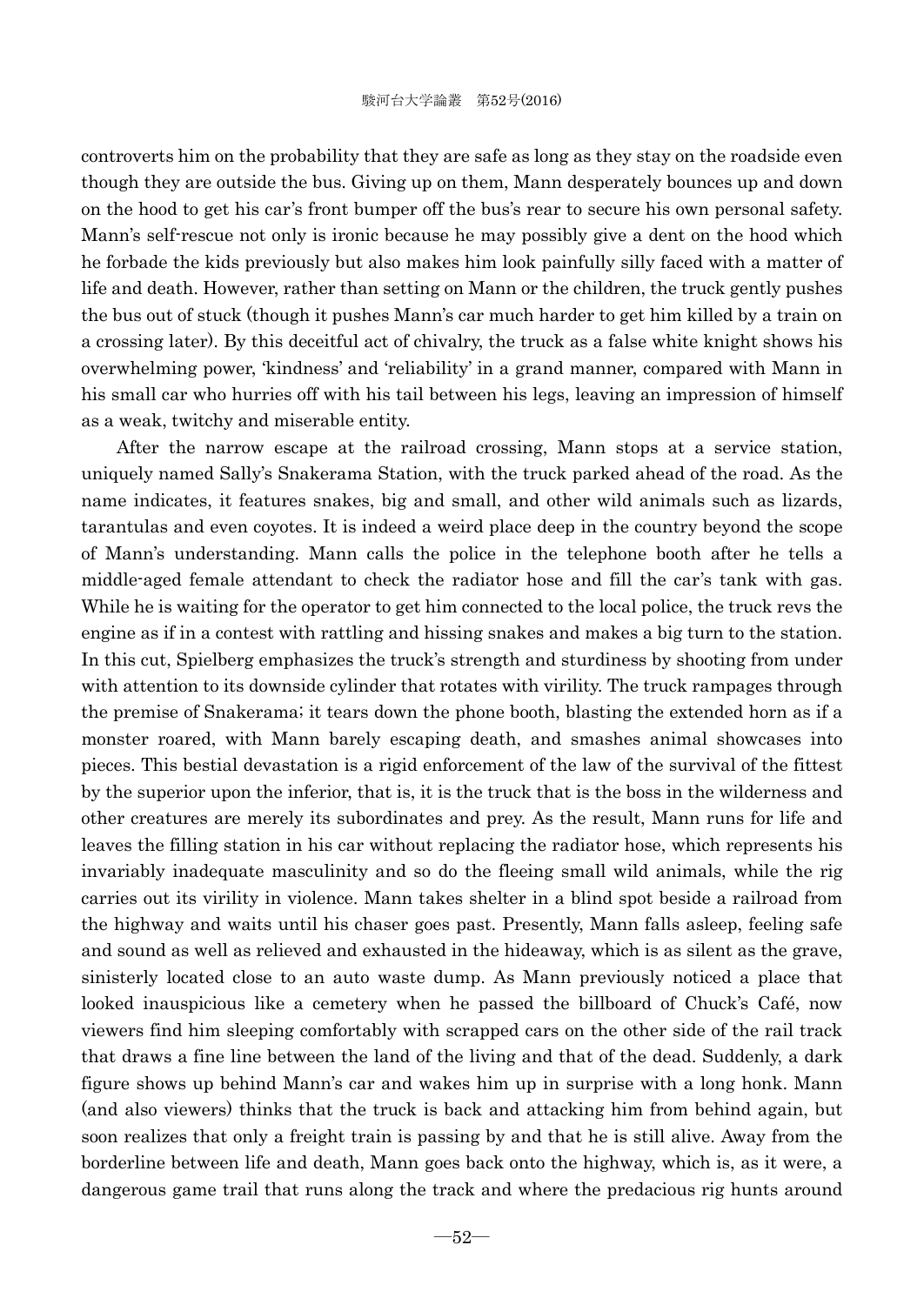controverts him on the probability that they are safe as long as they stay on the roadside even though they are outside the bus. Giving up on them, Mann desperately bounces up and down on the hood to get his car's front bumper off the bus's rear to secure his own personal safety. Mann's self-rescue not only is ironic because he may possibly give a dent on the hood which he forbade the kids previously but also makes him look painfully silly faced with a matter of life and death. However, rather than setting on Mann or the children, the truck gently pushes the bus out of stuck (though it pushes Mann's car much harder to get him killed by a train on a crossing later). By this deceitful act of chivalry, the truck as a false white knight shows his overwhelming power, 'kindness' and 'reliability' in a grand manner, compared with Mann in his small car who hurries off with his tail between his legs, leaving an impression of himself as a weak, twitchy and miserable entity.

After the narrow escape at the railroad crossing, Mann stops at a service station, uniquely named Sally's Snakerama Station, with the truck parked ahead of the road. As the name indicates, it features snakes, big and small, and other wild animals such as lizards, tarantulas and even coyotes. It is indeed a weird place deep in the country beyond the scope of Mann's understanding. Mann calls the police in the telephone booth after he tells a middle-aged female attendant to check the radiator hose and fill the car's tank with gas. While he is waiting for the operator to get him connected to the local police, the truck revs the engine as if in a contest with rattling and hissing snakes and makes a big turn to the station. In this cut, Spielberg emphasizes the truck's strength and sturdiness by shooting from under with attention to its downside cylinder that rotates with virility. The truck rampages through the premise of Snakerama; it tears down the phone booth, blasting the extended horn as if a monster roared, with Mann barely escaping death, and smashes animal showcases into pieces. This bestial devastation is a rigid enforcement of the law of the survival of the fittest by the superior upon the inferior, that is, it is the truck that is the boss in the wilderness and other creatures are merely its subordinates and prey. As the result, Mann runs for life and leaves the filling station in his car without replacing the radiator hose, which represents his invariably inadequate masculinity and so do the fleeing small wild animals, while the rig carries out its virility in violence. Mann takes shelter in a blind spot beside a railroad from the highway and waits until his chaser goes past. Presently, Mann falls asleep, feeling safe and sound as well as relieved and exhausted in the hideaway, which is as silent as the grave, sinisterly located close to an auto waste dump. As Mann previously noticed a place that looked inauspicious like a cemetery when he passed the billboard of Chuck's Café, now viewers find him sleeping comfortably with scrapped cars on the other side of the rail track that draws a fine line between the land of the living and that of the dead. Suddenly, a dark figure shows up behind Mann's car and wakes him up in surprise with a long honk. Mann (and also viewers) thinks that the truck is back and attacking him from behind again, but soon realizes that only a freight train is passing by and that he is still alive. Away from the borderline between life and death, Mann goes back onto the highway, which is, as it were, a dangerous game trail that runs along the track and where the predacious rig hunts around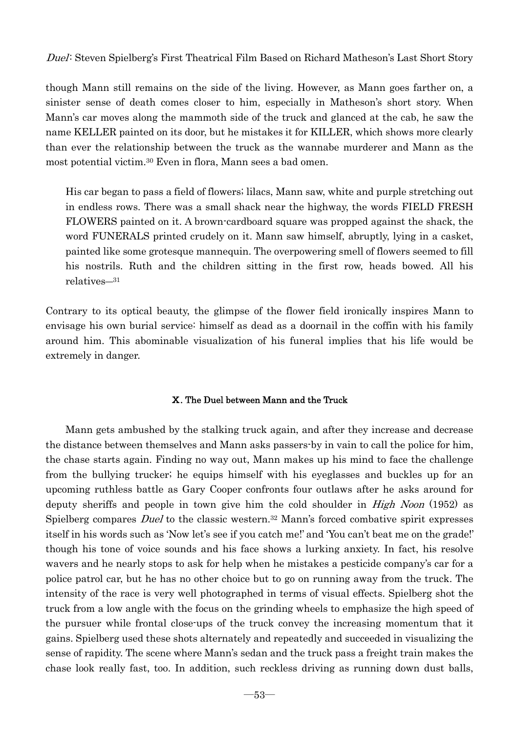though Mann still remains on the side of the living. However, as Mann goes farther on, a sinister sense of death comes closer to him, especially in Matheson's short story. When Mann's car moves along the mammoth side of the truck and glanced at the cab, he saw the name KELLER painted on its door, but he mistakes it for KILLER, which shows more clearly than ever the relationship between the truck as the wannabe murderer and Mann as the most potential victim.[30] Even in flora, Mann sees a bad omen.

> His car began to pass a field of flowers; lilacs, Mann saw, white and purple stretching out in endless rows. There was a small shack near the highway, the words FIELD FRESH FLOWERS painted on it. A brown-cardboard square was propped against the shack, the word FUNERALS printed crudely on it. Mann saw himself, abruptly, lying in a casket, painted like some grotesque mannequin. The overpowering smell of flowers seemed to fill his nostrils. Ruth and the children sitting in the first row, heads bowed. All his relatives—[31]

Contrary to its optical beauty, the glimpse of the flower field ironically inspires Mann to envisage his own burial service: himself as dead as a doornail in the coffin with his family around him. This abominable visualization of his funeral implies that his life would be extremely in danger.

## X. The Duel between Mann and the Truck

Mann gets ambushed by the stalking truck again, and after they increase and decrease the distance between themselves and Mann asks passers-by in vain to call the police for him, the chase starts again. Finding no way out, Mann makes up his mind to face the challenge from the bullying trucker; he equips himself with his eyeglasses and buckles up for an upcoming ruthless battle as Gary Cooper confronts four outlaws after he asks around for deputy sheriffs and people in town give him the cold shoulder in *High Noon* (1952) as Spielberg compares *Duel* to the classic western.[32] Mann's forced combative spirit expresses itself in his words such as 'Now let's see if you catch me!' and 'You can't beat me on the grade!' though his tone of voice sounds and his face shows a lurking anxiety. In fact, his resolve wavers and he nearly stops to ask for help when he mistakes a pesticide company's car for a police patrol car, but he has no other choice but to go on running away from the truck. The intensity of the race is very well photographed in terms of visual effects. Spielberg shot the truck from a low angle with the focus on the grinding wheels to emphasize the high speed of the pursuer while frontal close-ups of the truck convey the increasing momentum that it gains. Spielberg used these shots alternately and repeatedly and succeeded in visualizing the sense of rapidity. The scene where Mann's sedan and the truck pass a freight train makes the chase look really fast, too. In addition, such reckless driving as running down dust balls,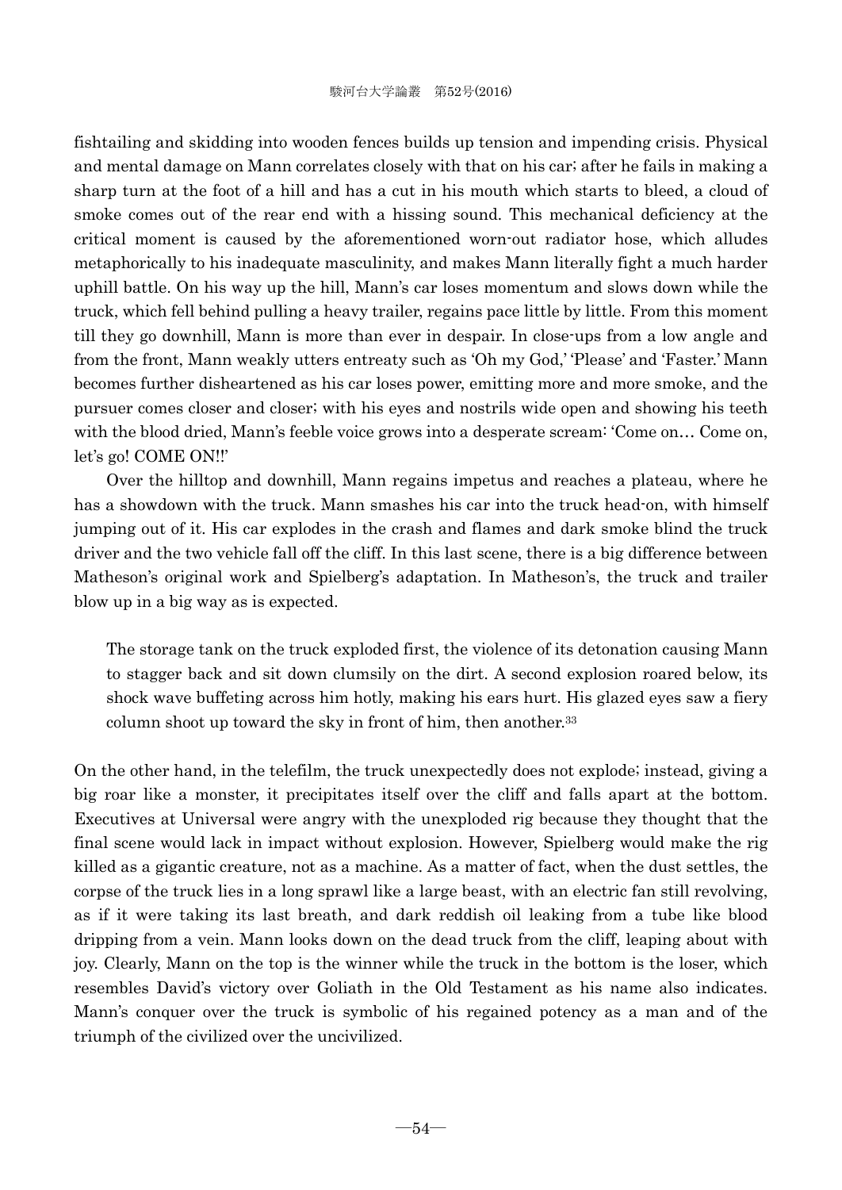fishtailing and skidding into wooden fences builds up tension and impending crisis. Physical and mental damage on Mann correlates closely with that on his car; after he fails in making a sharp turn at the foot of a hill and has a cut in his mouth which starts to bleed, a cloud of smoke comes out of the rear end with a hissing sound. This mechanical deficiency at the critical moment is caused by the aforementioned worn-out radiator hose, which alludes metaphorically to his inadequate masculinity, and makes Mann literally fight a much harder uphill battle. On his way up the hill, Mann's car loses momentum and slows down while the truck, which fell behind pulling a heavy trailer, regains pace little by little. From this moment till they go downhill, Mann is more than ever in despair. In close-ups from a low angle and from the front, Mann weakly utters entreaty such as 'Oh my God,' 'Please' and 'Faster.' Mann becomes further disheartened as his car loses power, emitting more and more smoke, and the pursuer comes closer and closer; with his eyes and nostrils wide open and showing his teeth with the blood dried, Mann's feeble voice grows into a desperate scream: 'Come on… Come on, let's go! COME ON!!'

Over the hilltop and downhill, Mann regains impetus and reaches a plateau, where he has a showdown with the truck. Mann smashes his car into the truck head-on, with himself jumping out of it. His car explodes in the crash and flames and dark smoke blind the truck driver and the two vehicle fall off the cliff. In this last scene, there is a big difference between Matheson's original work and Spielberg's adaptation. In Matheson's, the truck and trailer blow up in a big way as is expected.

> The storage tank on the truck exploded first, the violence of its detonation causing Mann to stagger back and sit down clumsily on the dirt. A second explosion roared below, its shock wave buffeting across him hotly, making his ears hurt. His glazed eyes saw a fiery column shoot up toward the sky in front of him, then another.[33]

On the other hand, in the telefilm, the truck unexpectedly does not explode; instead, giving a big roar like a monster, it precipitates itself over the cliff and falls apart at the bottom. Executives at Universal were angry with the unexploded rig because they thought that the final scene would lack in impact without explosion. However, Spielberg would make the rig killed as a gigantic creature, not as a machine. As a matter of fact, when the dust settles, the corpse of the truck lies in a long sprawl like a large beast, with an electric fan still revolving, as if it were taking its last breath, and dark reddish oil leaking from a tube like blood dripping from a vein. Mann looks down on the dead truck from the cliff, leaping about with joy. Clearly, Mann on the top is the winner while the truck in the bottom is the loser, which resembles David's victory over Goliath in the Old Testament as his name also indicates. Mann's conquer over the truck is symbolic of his regained potency as a man and of the triumph of the civilized over the uncivilized.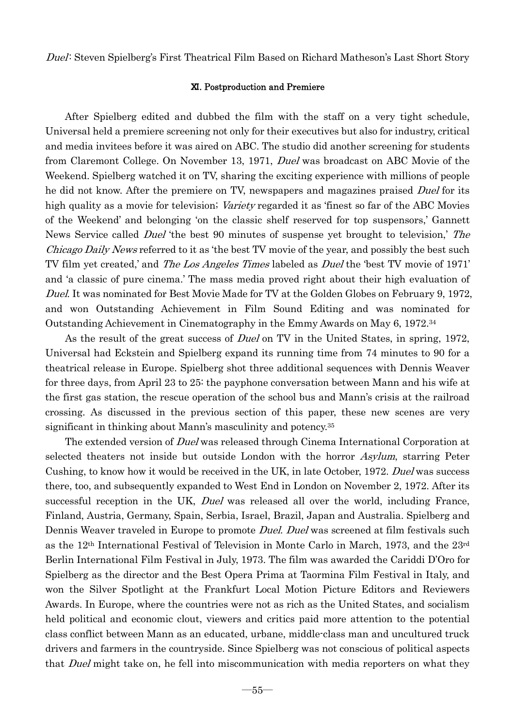## XI. Postproduction and Premiere

After Spielberg edited and dubbed the film with the staff on a very tight schedule, Universal held a premiere screening not only for their executives but also for industry, critical and media invitees before it was aired on ABC. The studio did another screening for students from Claremont College. On November 13, 1971, *Duel* was broadcast on ABC Movie of the Weekend. Spielberg watched it on TV, sharing the exciting experience with millions of people he did not know. After the premiere on TV, newspapers and magazines praised *Duel* for its high quality as a movie for television: *Variety* regarded it as 'finest so far of the ABC Movies of the Weekend' and belonging 'on the classic shelf reserved for top suspensors,' Gannett News Service called *Duel* 'the best 90 minutes of suspense yet brought to television,' *The Chicago Daily News* referred to it as 'the best TV movie of the year, and possibly the best such TV film yet created,' and *The Los Angeles Times* labeled as *Duel* the 'best TV movie of 1971' and 'a classic of pure cinema.' The mass media proved right about their high evaluation of *Duel*. It was nominated for Best Movie Made for TV at the Golden Globes on February 9, 1972, and won Outstanding Achievement in Film Sound Editing and was nominated for Outstanding Achievement in Cinematography in the Emmy Awards on May 6, 1972.[34]

As the result of the great success of *Duel* on TV in the United States, in spring, 1972, Universal had Eckstein and Spielberg expand its running time from 74 minutes to 90 for a theatrical release in Europe. Spielberg shot three additional sequences with Dennis Weaver for three days, from April 23 to 25: the payphone conversation between Mann and his wife at the first gas station, the rescue operation of the school bus and Mann's crisis at the railroad crossing. As discussed in the previous section of this paper, these new scenes are very significant in thinking about Mann's masculinity and potency.[35]

The extended version of *Duel* was released through Cinema International Corporation at selected theaters not inside but outside London with the horror *Asylum*, starring Peter Cushing, to know how it would be received in the UK, in late October, 1972. *Duel* was success there, too, and subsequently expanded to West End in London on November 2, 1972. After its successful reception in the UK, *Duel* was released all over the world, including France, Finland, Austria, Germany, Spain, Serbia, Israel, Brazil, Japan and Australia. Spielberg and Dennis Weaver traveled in Europe to promote *Duel*. *Duel* was screened at film festivals such as the 12th International Festival of Television in Monte Carlo in March, 1973, and the 23rd Berlin International Film Festival in July, 1973. The film was awarded the Cariddi D'Oro for Spielberg as the director and the Best Opera Prima at Taormina Film Festival in Italy, and won the Silver Spotlight at the Frankfurt Local Motion Picture Editors and Reviewers Awards. In Europe, where the countries were not as rich as the United States, and socialism held political and economic clout, viewers and critics paid more attention to the potential class conflict between Mann as an educated, urbane, middle-class man and uncultured truck drivers and farmers in the countryside. Since Spielberg was not conscious of political aspects that *Duel* might take on, he fell into miscommunication with media reporters on what they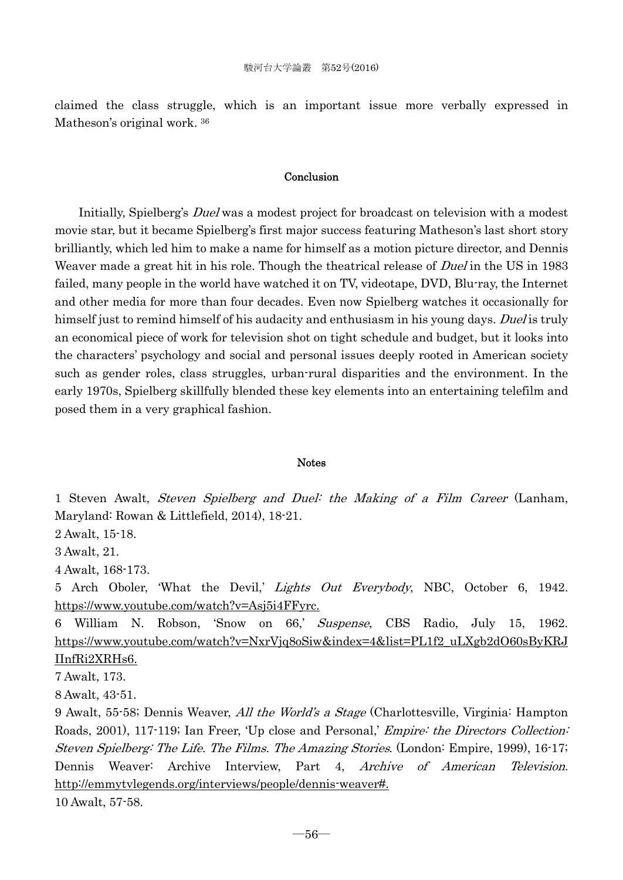claimed the class struggle, which is an important issue more verbally expressed in Matheson's original work. [36]

## Conclusion

Initially, Spielberg's *Duel* was a modest project for broadcast on television with a modest movie star, but it became Spielberg's first major success featuring Matheson's last short story brilliantly, which led him to make a name for himself as a motion picture director, and Dennis Weaver made a great hit in his role. Though the theatrical release of *Duel* in the US in 1983 failed, many people in the world have watched it on TV, videotape, DVD, Blu-ray, the Internet and other media for more than four decades. Even now Spielberg watches it occasionally for himself just to remind himself of his audacity and enthusiasm in his young days. *Duel* is truly an economical piece of work for television shot on tight schedule and budget, but it looks into the characters' psychology and social and personal issues deeply rooted in American society such as gender roles, class struggles, urban-rural disparities and the environment. In the early 1970s, Spielberg skillfully blended these key elements into an entertaining telefilm and posed them in a very graphical fashion.

## Notes

1 Steven Awalt, *Steven Spielberg and Duel: the Making of a Film Career* (Lanham, Maryland: Rowan & Littlefield, 2014), 18-21.

2 Awalt, 15-18.

3 Awalt, 21.

4 Awalt, 168-173.

5 Arch Oboler, 'What the Devil,' *Lights Out Everybody*, NBC, October 6, 1942. https://www.youtube.com/watch?v=Asj5i4FFyrc.

6 William N. Robson, 'Snow on 66,' *Suspense*, CBS Radio, July 15, 1962. https://www.youtube.com/watch?v=NxrVjq8oSiw&index=4&list=PL1f2_uLXgb2dO60sByKRJIInfRi2XRHs6.

7 Awalt, 173.

8 Awalt, 43-51.

9 Awalt, 55-58; Dennis Weaver, *All the World's a Stage* (Charlottesville, Virginia: Hampton Roads, 2001), 117-119; Ian Freer, 'Up close and Personal,' *Empire: the Directors Collection: Steven Spielberg: The Life. The Films. The Amazing Stories*. (London: Empire, 1999), 16-17; Dennis Weaver: Archive Interview, Part 4, *Archive of American Television*. http://emmytvlegends.org/interviews/people/dennis-weaver#.

10 Awalt, 57-58.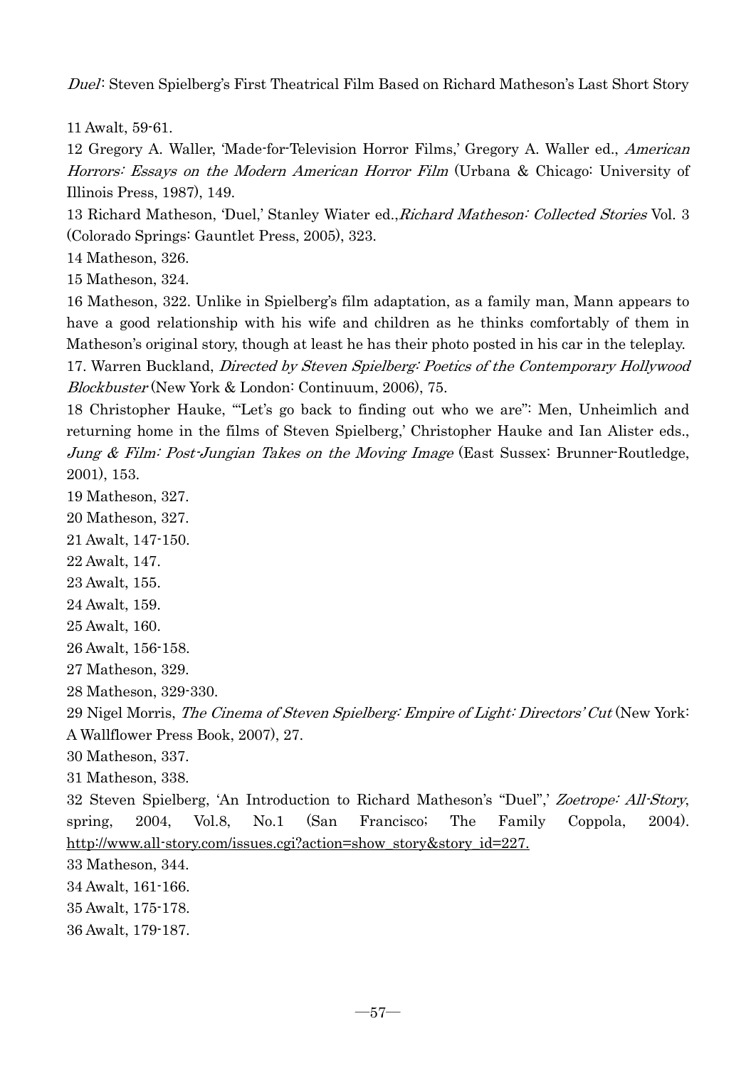11 Awalt, 59-61.

12 Gregory A. Waller, 'Made-for-Television Horror Films,' Gregory A. Waller ed., *American Horrors: Essays on the Modern American Horror Film* (Urbana & Chicago: University of Illinois Press, 1987), 149.

13 Richard Matheson, 'Duel,' Stanley Wiater ed.,*Richard Matheson: Collected Stories* Vol. 3 (Colorado Springs: Gauntlet Press, 2005), 323.

14 Matheson, 326.

15 Matheson, 324.

16 Matheson, 322. Unlike in Spielberg's film adaptation, as a family man, Mann appears to have a good relationship with his wife and children as he thinks comfortably of them in Matheson's original story, though at least he has their photo posted in his car in the teleplay.

17. Warren Buckland, *Directed by Steven Spielberg: Poetics of the Contemporary Hollywood Blockbuster* (New York & London: Continuum, 2006), 75.

18 Christopher Hauke, '"Let's go back to finding out who we are": Men, Unheimlich and returning home in the films of Steven Spielberg,' Christopher Hauke and Ian Alister eds., *Jung & Film: Post-Jungian Takes on the Moving Image* (East Sussex: Brunner-Routledge, 2001), 153.

19 Matheson, 327.

20 Matheson, 327.

21 Awalt, 147-150.

22 Awalt, 147.

23 Awalt, 155.

24 Awalt, 159.

25 Awalt, 160.

26 Awalt, 156-158.

27 Matheson, 329.

28 Matheson, 329-330.

29 Nigel Morris, *The Cinema of Steven Spielberg: Empire of Light: Directors' Cut* (New York: A Wallflower Press Book, 2007), 27.

30 Matheson, 337.

31 Matheson, 338.

32 Steven Spielberg, 'An Introduction to Richard Matheson's "Duel",' *Zoetrope: All-Story*, spring, 2004, Vol.8, No.1 (San Francisco; The Family Coppola, 2004). http://www.all-story.com/issues.cgi?action=show_story&story_id=227.

33 Matheson, 344.

34 Awalt, 161-166.

35 Awalt, 175-178.

36 Awalt, 179-187.